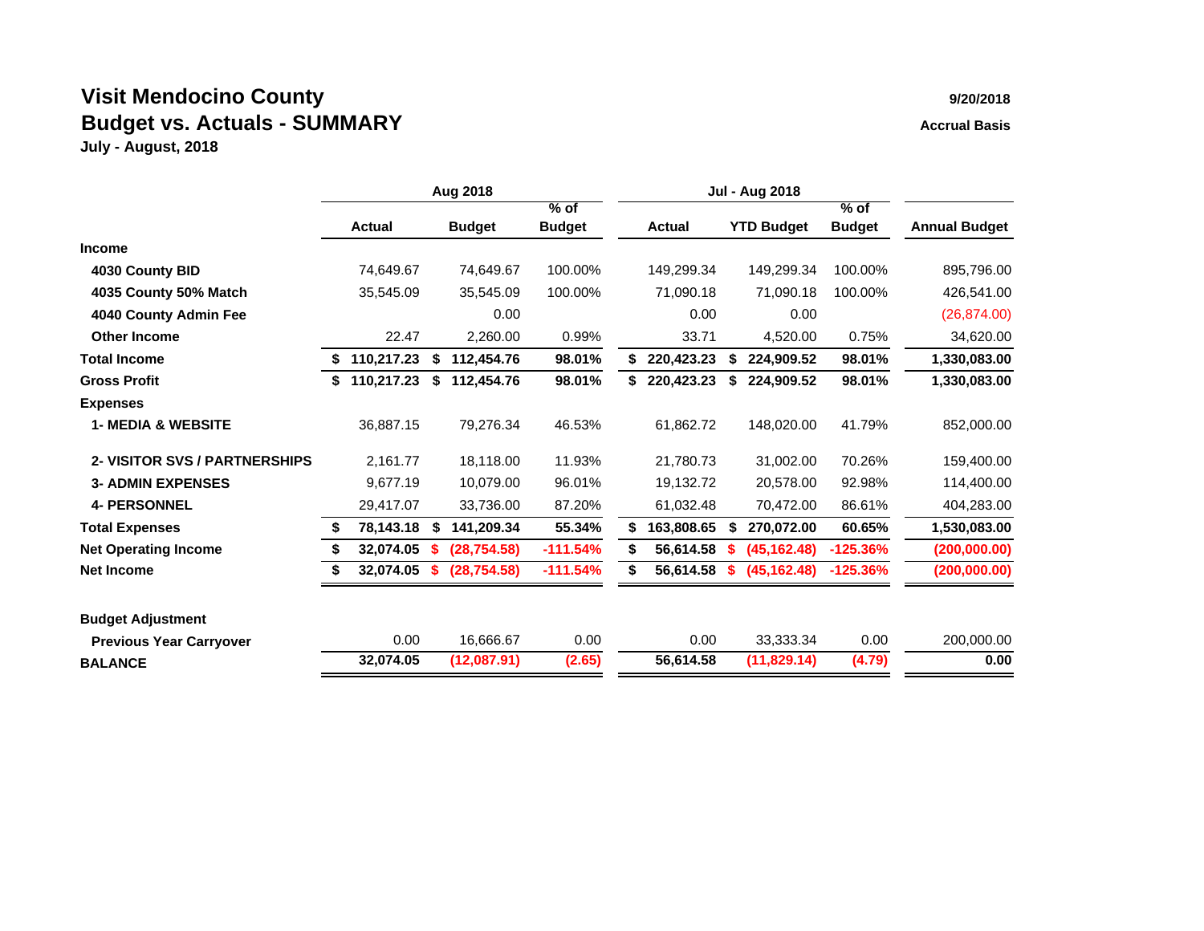# Visit Mendocino County
## Budget vs. Actuals - SUMMARY
**July - August, 2018**

**9/20/2018**
**Accrual Basis**

| | Aug 2018 | | | Jul - Aug 2018 | | | |
|---|---|---|---|---|---|---|---|
| | **Actual** | **Budget** | **% of Budget** | **Actual** | **YTD Budget** | **% of Budget** | **Annual Budget** |
| **Income** | | | | | | | |
| **4030 County BID** | 74,649.67 | 74,649.67 | 100.00% | 149,299.34 | 149,299.34 | 100.00% | 895,796.00 |
| **4035 County 50% Match** | 35,545.09 | 35,545.09 | 100.00% | 71,090.18 | 71,090.18 | 100.00% | 426,541.00 |
| **4040 County Admin Fee** | | 0.00 | | 0.00 | 0.00 | | (26,874.00) |
| **Other Income** | 22.47 | 2,260.00 | 0.99% | 33.71 | 4,520.00 | 0.75% | 34,620.00 |
| **Total Income** | **$ 110,217.23** | **$ 112,454.76** | **98.01%** | **$ 220,423.23** | **$ 224,909.52** | **98.01%** | **1,330,083.00** |
| **Gross Profit** | **$ 110,217.23** | **$ 112,454.76** | **98.01%** | **$ 220,423.23** | **$ 224,909.52** | **98.01%** | **1,330,083.00** |
| **Expenses** | | | | | | | |
| **1- MEDIA & WEBSITE** | 36,887.15 | 79,276.34 | 46.53% | 61,862.72 | 148,020.00 | 41.79% | 852,000.00 |
| **2- VISITOR SVS / PARTNERSHIPS** | 2,161.77 | 18,118.00 | 11.93% | 21,780.73 | 31,002.00 | 70.26% | 159,400.00 |
| **3- ADMIN EXPENSES** | 9,677.19 | 10,079.00 | 96.01% | 19,132.72 | 20,578.00 | 92.98% | 114,400.00 |
| **4- PERSONNEL** | 29,417.07 | 33,736.00 | 87.20% | 61,032.48 | 70,472.00 | 86.61% | 404,283.00 |
| **Total Expenses** | **$ 78,143.18** | **$ 141,209.34** | **55.34%** | **$ 163,808.65** | **$ 270,072.00** | **60.65%** | **1,530,083.00** |
| **Net Operating Income** | **$ 32,074.05** | **$ (28,754.58)** | **-111.54%** | **$ 56,614.58** | **$ (45,162.48)** | **-125.36%** | **(200,000.00)** |
| **Net Income** | **$ 32,074.05** | **$ (28,754.58)** | **-111.54%** | **$ 56,614.58** | **$ (45,162.48)** | **-125.36%** | **(200,000.00)** |
| | | | | | | | |
| **Budget Adjustment** | | | | | | | |
| **Previous Year Carryover** | 0.00 | 16,666.67 | 0.00 | 0.00 | 33,333.34 | 0.00 | 200,000.00 |
| **BALANCE** | **32,074.05** | **(12,087.91)** | **(2.65)** | **56,614.58** | **(11,829.14)** | **(4.79)** | **0.00** |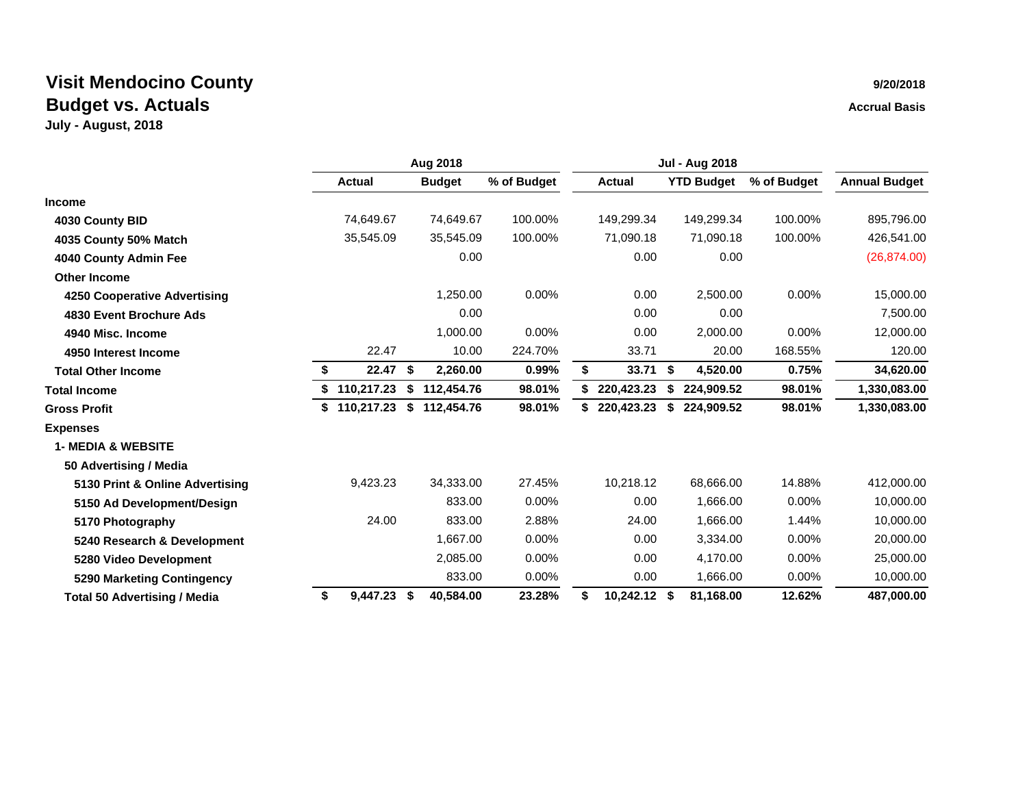# Visit Mendocino County

## Budget vs. Actuals

**July - August, 2018**

**9/20/2018**

**Accrual Basis**

| | Aug 2018 | | | Jul - Aug 2018 | | | |
|---|---|---|---|---|---|---|---|
| | **Actual** | **Budget** | **% of Budget** | **Actual** | **YTD Budget** | **% of Budget** | **Annual Budget** |
| **Income** | | | | | | | |
| **4030 County BID** | 74,649.67 | 74,649.67 | 100.00% | 149,299.34 | 149,299.34 | 100.00% | 895,796.00 |
| **4035 County 50% Match** | 35,545.09 | 35,545.09 | 100.00% | 71,090.18 | 71,090.18 | 100.00% | 426,541.00 |
| **4040 County Admin Fee** | | 0.00 | | 0.00 | 0.00 | | (26,874.00) |
| **Other Income** | | | | | | | |
| **4250 Cooperative Advertising** | | 1,250.00 | 0.00% | 0.00 | 2,500.00 | 0.00% | 15,000.00 |
| **4830 Event Brochure Ads** | | 0.00 | | 0.00 | 0.00 | | 7,500.00 |
| **4940 Misc. Income** | | 1,000.00 | 0.00% | 0.00 | 2,000.00 | 0.00% | 12,000.00 |
| **4950 Interest Income** | 22.47 | 10.00 | 224.70% | 33.71 | 20.00 | 168.55% | 120.00 |
| **Total Other Income** | **$ 22.47** | **$ 2,260.00** | **0.99%** | **$ 33.71** | **$ 4,520.00** | **0.75%** | **34,620.00** |
| **Total Income** | **$ 110,217.23** | **$ 112,454.76** | **98.01%** | **$ 220,423.23** | **$ 224,909.52** | **98.01%** | **1,330,083.00** |
| **Gross Profit** | **$ 110,217.23** | **$ 112,454.76** | **98.01%** | **$ 220,423.23** | **$ 224,909.52** | **98.01%** | **1,330,083.00** |
| **Expenses** | | | | | | | |
| **1- MEDIA & WEBSITE** | | | | | | | |
| **50 Advertising / Media** | | | | | | | |
| **5130 Print & Online Advertising** | 9,423.23 | 34,333.00 | 27.45% | 10,218.12 | 68,666.00 | 14.88% | 412,000.00 |
| **5150 Ad Development/Design** | | 833.00 | 0.00% | 0.00 | 1,666.00 | 0.00% | 10,000.00 |
| **5170 Photography** | 24.00 | 833.00 | 2.88% | 24.00 | 1,666.00 | 1.44% | 10,000.00 |
| **5240 Research & Development** | | 1,667.00 | 0.00% | 0.00 | 3,334.00 | 0.00% | 20,000.00 |
| **5280 Video Development** | | 2,085.00 | 0.00% | 0.00 | 4,170.00 | 0.00% | 25,000.00 |
| **5290 Marketing Contingency** | | 833.00 | 0.00% | 0.00 | 1,666.00 | 0.00% | 10,000.00 |
| **Total 50 Advertising / Media** | **$ 9,447.23** | **$ 40,584.00** | **23.28%** | **$ 10,242.12** | **$ 81,168.00** | **12.62%** | **487,000.00** |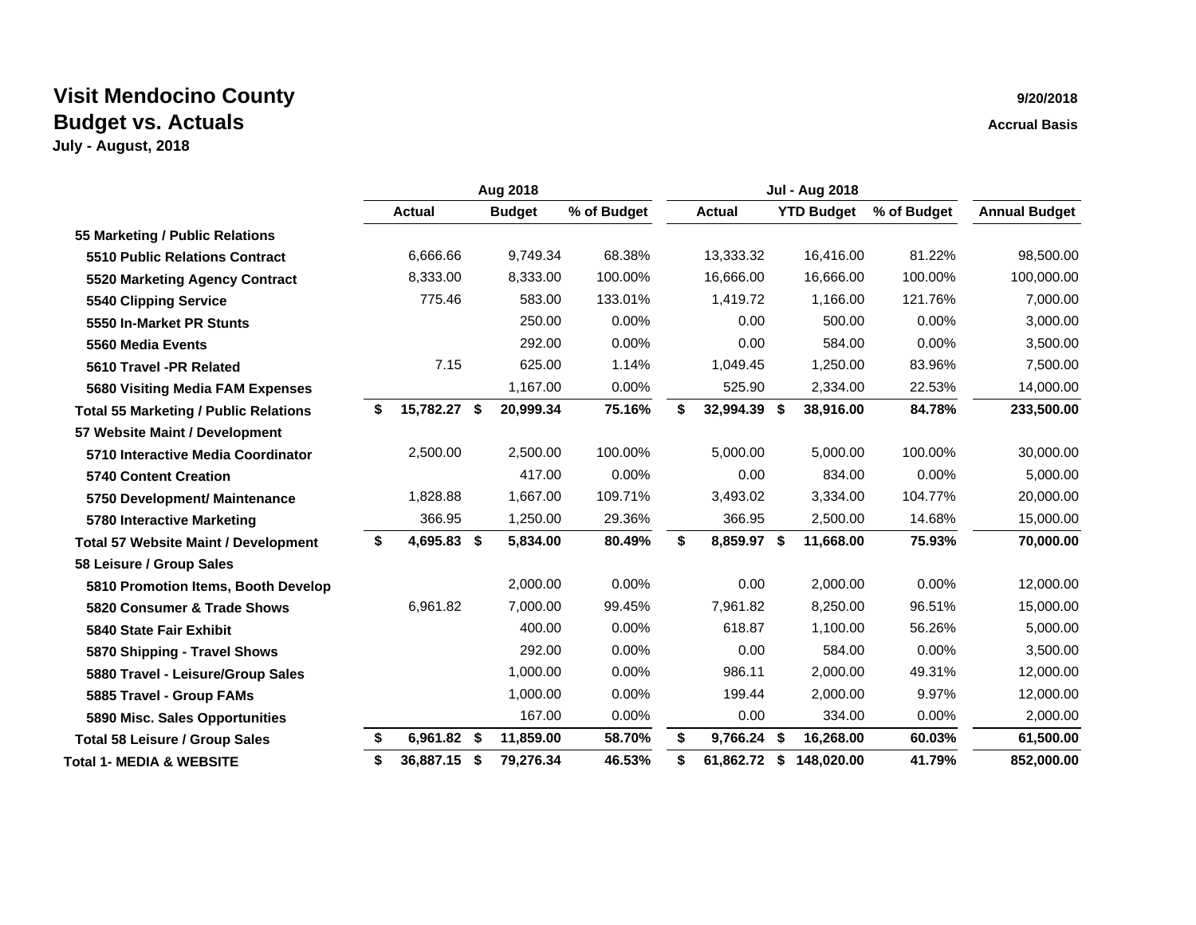# Visit Mendocino County

## Budget vs. Actuals

**July - August, 2018**

**9/20/2018**

**Accrual Basis**

| | Aug 2018 | | | Jul - Aug 2018 | | | |
|---|---|---|---|---|---|---|---|
| | **Actual** | **Budget** | **% of Budget** | **Actual** | **YTD Budget** | **% of Budget** | **Annual Budget** |
| **55 Marketing / Public Relations** | | | | | | | |
| **5510 Public Relations Contract** | 6,666.66 | 9,749.34 | 68.38% | 13,333.32 | 16,416.00 | 81.22% | 98,500.00 |
| **5520 Marketing Agency Contract** | 8,333.00 | 8,333.00 | 100.00% | 16,666.00 | 16,666.00 | 100.00% | 100,000.00 |
| **5540 Clipping Service** | 775.46 | 583.00 | 133.01% | 1,419.72 | 1,166.00 | 121.76% | 7,000.00 |
| **5550 In-Market PR Stunts** | | 250.00 | 0.00% | 0.00 | 500.00 | 0.00% | 3,000.00 |
| **5560 Media Events** | | 292.00 | 0.00% | 0.00 | 584.00 | 0.00% | 3,500.00 |
| **5610 Travel -PR Related** | 7.15 | 625.00 | 1.14% | 1,049.45 | 1,250.00 | 83.96% | 7,500.00 |
| **5680 Visiting Media FAM Expenses** | | 1,167.00 | 0.00% | 525.90 | 2,334.00 | 22.53% | 14,000.00 |
| **Total 55 Marketing / Public Relations** | **$ 15,782.27** | **$ 20,999.34** | **75.16%** | **$ 32,994.39** | **$ 38,916.00** | **84.78%** | **233,500.00** |
| **57 Website Maint / Development** | | | | | | | |
| **5710 Interactive Media Coordinator** | 2,500.00 | 2,500.00 | 100.00% | 5,000.00 | 5,000.00 | 100.00% | 30,000.00 |
| **5740 Content Creation** | | 417.00 | 0.00% | 0.00 | 834.00 | 0.00% | 5,000.00 |
| **5750 Development/ Maintenance** | 1,828.88 | 1,667.00 | 109.71% | 3,493.02 | 3,334.00 | 104.77% | 20,000.00 |
| **5780 Interactive Marketing** | 366.95 | 1,250.00 | 29.36% | 366.95 | 2,500.00 | 14.68% | 15,000.00 |
| **Total 57 Website Maint / Development** | **$ 4,695.83** | **$ 5,834.00** | **80.49%** | **$ 8,859.97** | **$ 11,668.00** | **75.93%** | **70,000.00** |
| **58 Leisure / Group Sales** | | | | | | | |
| **5810 Promotion Items, Booth Develop** | | 2,000.00 | 0.00% | 0.00 | 2,000.00 | 0.00% | 12,000.00 |
| **5820 Consumer & Trade Shows** | 6,961.82 | 7,000.00 | 99.45% | 7,961.82 | 8,250.00 | 96.51% | 15,000.00 |
| **5840 State Fair Exhibit** | | 400.00 | 0.00% | 618.87 | 1,100.00 | 56.26% | 5,000.00 |
| **5870 Shipping - Travel Shows** | | 292.00 | 0.00% | 0.00 | 584.00 | 0.00% | 3,500.00 |
| **5880 Travel - Leisure/Group Sales** | | 1,000.00 | 0.00% | 986.11 | 2,000.00 | 49.31% | 12,000.00 |
| **5885 Travel - Group FAMs** | | 1,000.00 | 0.00% | 199.44 | 2,000.00 | 9.97% | 12,000.00 |
| **5890 Misc. Sales Opportunities** | | 167.00 | 0.00% | 0.00 | 334.00 | 0.00% | 2,000.00 |
| **Total 58 Leisure / Group Sales** | **$ 6,961.82** | **$ 11,859.00** | **58.70%** | **$ 9,766.24** | **$ 16,268.00** | **60.03%** | **61,500.00** |
| **Total 1- MEDIA & WEBSITE** | **$ 36,887.15** | **$ 79,276.34** | **46.53%** | **$ 61,862.72** | **$ 148,020.00** | **41.79%** | **852,000.00** |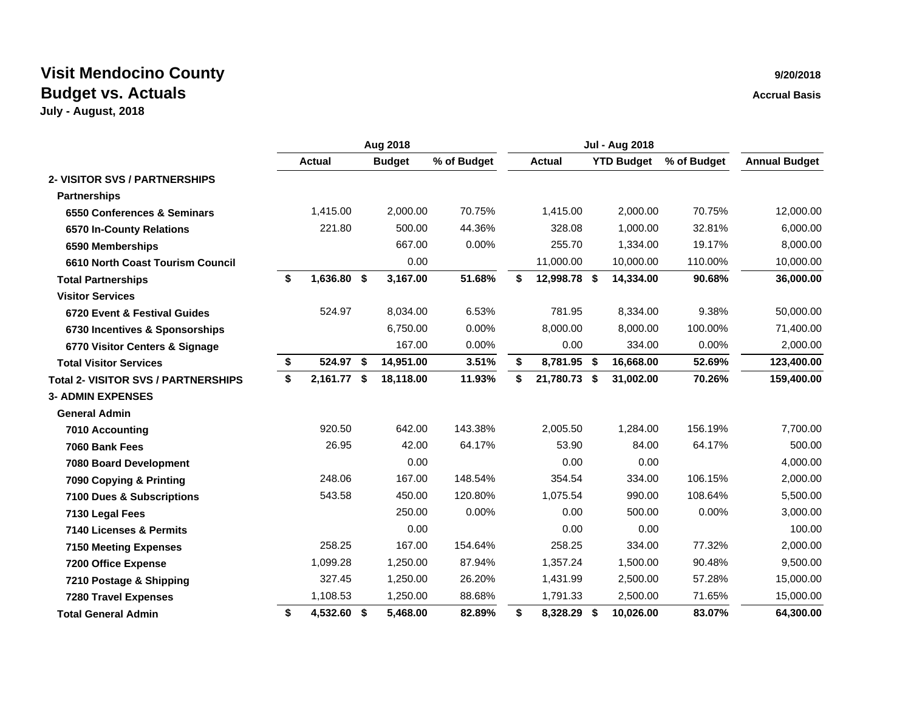# Visit Mendocino County

## Budget vs. Actuals

**July - August, 2018**

9/20/2018

Accrual Basis

| | Aug 2018 | | | Jul - Aug 2018 | | | |
|---|---|---|---|---|---|---|---|
| | **Actual** | **Budget** | **% of Budget** | **Actual** | **YTD Budget** | **% of Budget** | **Annual Budget** |
| **2- VISITOR SVS / PARTNERSHIPS** | | | | | | | |
| **Partnerships** | | | | | | | |
| **6550 Conferences & Seminars** | 1,415.00 | 2,000.00 | 70.75% | 1,415.00 | 2,000.00 | 70.75% | 12,000.00 |
| **6570 In-County Relations** | 221.80 | 500.00 | 44.36% | 328.08 | 1,000.00 | 32.81% | 6,000.00 |
| **6590 Memberships** | | 667.00 | 0.00% | 255.70 | 1,334.00 | 19.17% | 8,000.00 |
| **6610 North Coast Tourism Council** | | 0.00 | | 11,000.00 | 10,000.00 | 110.00% | 10,000.00 |
| **Total Partnerships** | **$ 1,636.80** | **$ 3,167.00** | **51.68%** | **$ 12,998.78** | **$ 14,334.00** | **90.68%** | **36,000.00** |
| **Visitor Services** | | | | | | | |
| **6720 Event & Festival Guides** | 524.97 | 8,034.00 | 6.53% | 781.95 | 8,334.00 | 9.38% | 50,000.00 |
| **6730 Incentives & Sponsorships** | | 6,750.00 | 0.00% | 8,000.00 | 8,000.00 | 100.00% | 71,400.00 |
| **6770 Visitor Centers & Signage** | | 167.00 | 0.00% | 0.00 | 334.00 | 0.00% | 2,000.00 |
| **Total Visitor Services** | **$ 524.97** | **$ 14,951.00** | **3.51%** | **$ 8,781.95** | **$ 16,668.00** | **52.69%** | **123,400.00** |
| **Total 2- VISITOR SVS / PARTNERSHIPS** | **$ 2,161.77** | **$ 18,118.00** | **11.93%** | **$ 21,780.73** | **$ 31,002.00** | **70.26%** | **159,400.00** |
| **3- ADMIN EXPENSES** | | | | | | | |
| **General Admin** | | | | | | | |
| **7010 Accounting** | 920.50 | 642.00 | 143.38% | 2,005.50 | 1,284.00 | 156.19% | 7,700.00 |
| **7060 Bank Fees** | 26.95 | 42.00 | 64.17% | 53.90 | 84.00 | 64.17% | 500.00 |
| **7080 Board Development** | | 0.00 | | 0.00 | 0.00 | | 4,000.00 |
| **7090 Copying & Printing** | 248.06 | 167.00 | 148.54% | 354.54 | 334.00 | 106.15% | 2,000.00 |
| **7100 Dues & Subscriptions** | 543.58 | 450.00 | 120.80% | 1,075.54 | 990.00 | 108.64% | 5,500.00 |
| **7130 Legal Fees** | | 250.00 | 0.00% | 0.00 | 500.00 | 0.00% | 3,000.00 |
| **7140 Licenses & Permits** | | 0.00 | | 0.00 | 0.00 | | 100.00 |
| **7150 Meeting Expenses** | 258.25 | 167.00 | 154.64% | 258.25 | 334.00 | 77.32% | 2,000.00 |
| **7200 Office Expense** | 1,099.28 | 1,250.00 | 87.94% | 1,357.24 | 1,500.00 | 90.48% | 9,500.00 |
| **7210 Postage & Shipping** | 327.45 | 1,250.00 | 26.20% | 1,431.99 | 2,500.00 | 57.28% | 15,000.00 |
| **7280 Travel Expenses** | 1,108.53 | 1,250.00 | 88.68% | 1,791.33 | 2,500.00 | 71.65% | 15,000.00 |
| **Total General Admin** | **$ 4,532.60** | **$ 5,468.00** | **82.89%** | **$ 8,328.29** | **$ 10,026.00** | **83.07%** | **64,300.00** |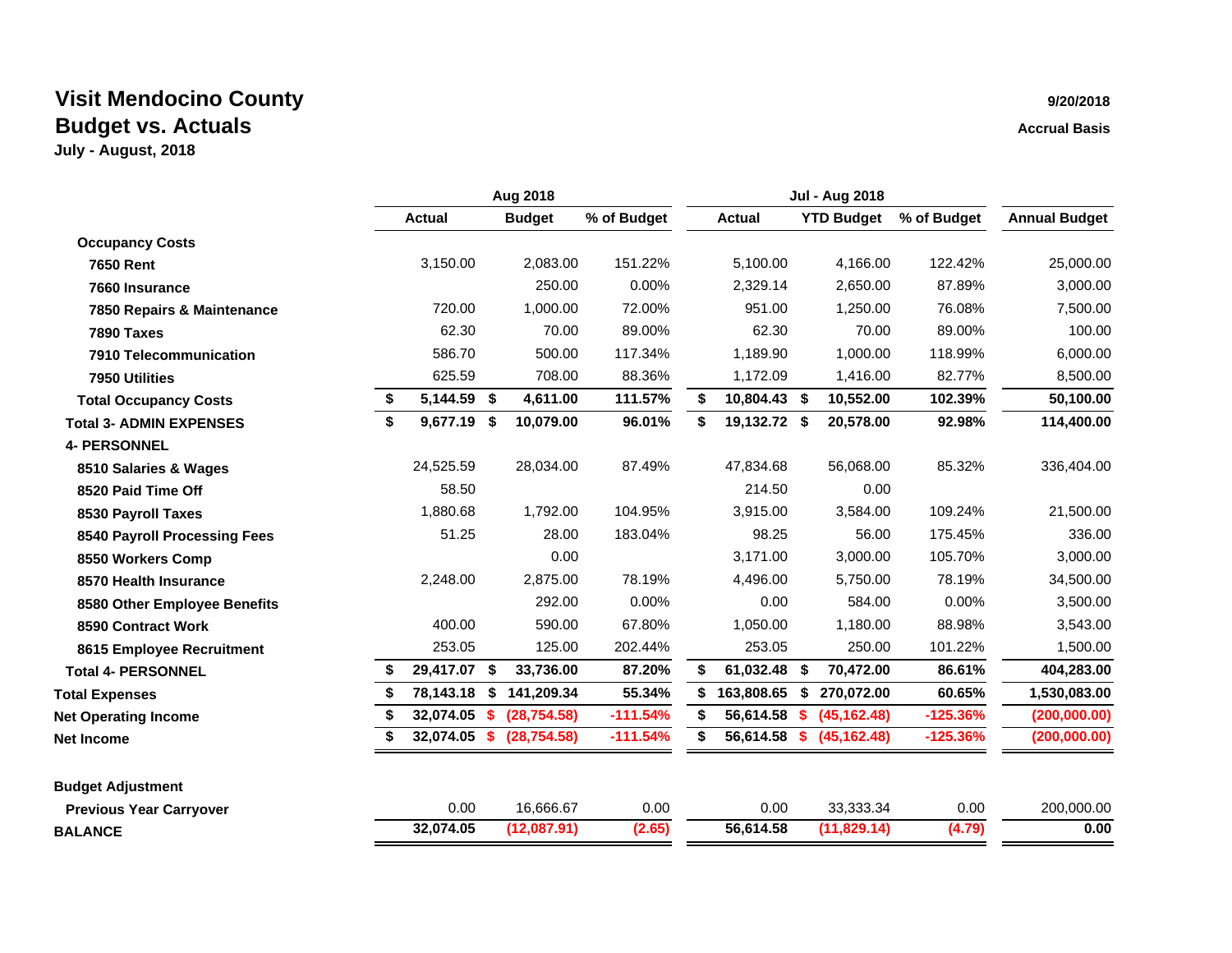# Visit Mendocino County

## Budget vs. Actuals

**July - August, 2018**

**9/20/2018**

**Accrual Basis**

| | Aug 2018 | | | Jul - Aug 2018 | | | |
|---|---|---|---|---|---|---|---|
| | **Actual** | **Budget** | **% of Budget** | **Actual** | **YTD Budget** | **% of Budget** | **Annual Budget** |
| **Occupancy Costs** | | | | | | | |
| **7650 Rent** | 3,150.00 | 2,083.00 | 151.22% | 5,100.00 | 4,166.00 | 122.42% | 25,000.00 |
| **7660 Insurance** | | 250.00 | 0.00% | 2,329.14 | 2,650.00 | 87.89% | 3,000.00 |
| **7850 Repairs & Maintenance** | 720.00 | 1,000.00 | 72.00% | 951.00 | 1,250.00 | 76.08% | 7,500.00 |
| **7890 Taxes** | 62.30 | 70.00 | 89.00% | 62.30 | 70.00 | 89.00% | 100.00 |
| **7910 Telecommunication** | 586.70 | 500.00 | 117.34% | 1,189.90 | 1,000.00 | 118.99% | 6,000.00 |
| **7950 Utilities** | 625.59 | 708.00 | 88.36% | 1,172.09 | 1,416.00 | 82.77% | 8,500.00 |
| **Total Occupancy Costs** | **$ 5,144.59** | **$ 4,611.00** | **111.57%** | **$ 10,804.43** | **$ 10,552.00** | **102.39%** | **50,100.00** |
| **Total 3- ADMIN EXPENSES** | **$ 9,677.19** | **$ 10,079.00** | **96.01%** | **$ 19,132.72** | **$ 20,578.00** | **92.98%** | **114,400.00** |
| **4- PERSONNEL** | | | | | | | |
| **8510 Salaries & Wages** | 24,525.59 | 28,034.00 | 87.49% | 47,834.68 | 56,068.00 | 85.32% | 336,404.00 |
| **8520 Paid Time Off** | 58.50 | | | 214.50 | 0.00 | | |
| **8530 Payroll Taxes** | 1,880.68 | 1,792.00 | 104.95% | 3,915.00 | 3,584.00 | 109.24% | 21,500.00 |
| **8540 Payroll Processing Fees** | 51.25 | 28.00 | 183.04% | 98.25 | 56.00 | 175.45% | 336.00 |
| **8550 Workers Comp** | | 0.00 | | 3,171.00 | 3,000.00 | 105.70% | 3,000.00 |
| **8570 Health Insurance** | 2,248.00 | 2,875.00 | 78.19% | 4,496.00 | 5,750.00 | 78.19% | 34,500.00 |
| **8580 Other Employee Benefits** | | 292.00 | 0.00% | 0.00 | 584.00 | 0.00% | 3,500.00 |
| **8590 Contract Work** | 400.00 | 590.00 | 67.80% | 1,050.00 | 1,180.00 | 88.98% | 3,543.00 |
| **8615 Employee Recruitment** | 253.05 | 125.00 | 202.44% | 253.05 | 250.00 | 101.22% | 1,500.00 |
| **Total 4- PERSONNEL** | **$ 29,417.07** | **$ 33,736.00** | **87.20%** | **$ 61,032.48** | **$ 70,472.00** | **86.61%** | **404,283.00** |
| **Total Expenses** | **$ 78,143.18** | **$ 141,209.34** | **55.34%** | **$ 163,808.65** | **$ 270,072.00** | **60.65%** | **1,530,083.00** |
| **Net Operating Income** | **$ 32,074.05** | **$ (28,754.58)** | **-111.54%** | **$ 56,614.58** | **$ (45,162.48)** | **-125.36%** | **(200,000.00)** |
| **Net Income** | **$ 32,074.05** | **$ (28,754.58)** | **-111.54%** | **$ 56,614.58** | **$ (45,162.48)** | **-125.36%** | **(200,000.00)** |
| | | | | | | | |
| **Budget Adjustment** | | | | | | | |
| **Previous Year Carryover** | 0.00 | 16,666.67 | 0.00 | 0.00 | 33,333.34 | 0.00 | 200,000.00 |
| **BALANCE** | **32,074.05** | **(12,087.91)** | **(2.65)** | **56,614.58** | **(11,829.14)** | **(4.79)** | **0.00** |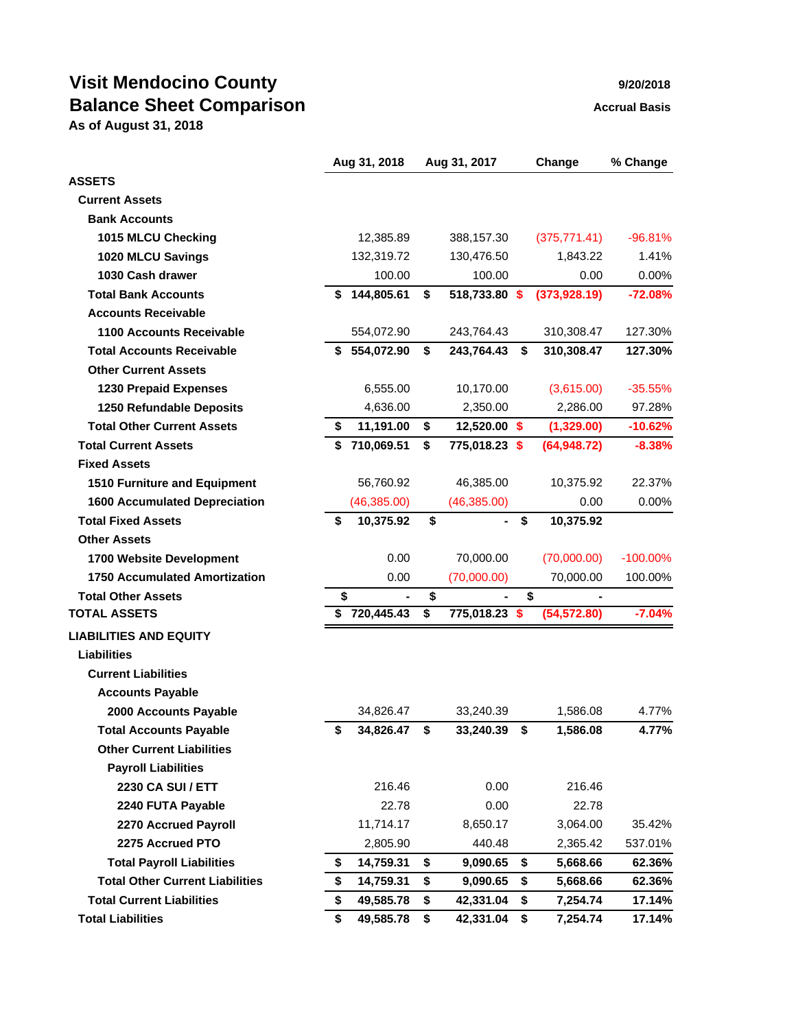# Visit Mendocino County

## Balance Sheet Comparison

**As of August 31, 2018**

9/20/2018

Accrual Basis

| | Aug 31, 2018 | Aug 31, 2017 | Change | % Change |
|---|---|---|---|---|
| **ASSETS** | | | | |
| **Current Assets** | | | | |
| **Bank Accounts** | | | | |
| **1015 MLCU Checking** | 12,385.89 | 388,157.30 | (375,771.41) | -96.81% |
| **1020 MLCU Savings** | 132,319.72 | 130,476.50 | 1,843.22 | 1.41% |
| **1030 Cash drawer** | 100.00 | 100.00 | 0.00 | 0.00% |
| **Total Bank Accounts** | **$ 144,805.61** | **$ 518,733.80** | **$ (373,928.19)** | **-72.08%** |
| **Accounts Receivable** | | | | |
| **1100 Accounts Receivable** | 554,072.90 | 243,764.43 | 310,308.47 | 127.30% |
| **Total Accounts Receivable** | **$ 554,072.90** | **$ 243,764.43** | **$ 310,308.47** | **127.30%** |
| **Other Current Assets** | | | | |
| **1230 Prepaid Expenses** | 6,555.00 | 10,170.00 | (3,615.00) | -35.55% |
| **1250 Refundable Deposits** | 4,636.00 | 2,350.00 | 2,286.00 | 97.28% |
| **Total Other Current Assets** | **$ 11,191.00** | **$ 12,520.00** | **$ (1,329.00)** | **-10.62%** |
| **Total Current Assets** | **$ 710,069.51** | **$ 775,018.23** | **$ (64,948.72)** | **-8.38%** |
| **Fixed Assets** | | | | |
| **1510 Furniture and Equipment** | 56,760.92 | 46,385.00 | 10,375.92 | 22.37% |
| **1600 Accumulated Depreciation** | (46,385.00) | (46,385.00) | 0.00 | 0.00% |
| **Total Fixed Assets** | **$ 10,375.92** | **$ -** | **$ 10,375.92** | |
| **Other Assets** | | | | |
| **1700 Website Development** | 0.00 | 70,000.00 | (70,000.00) | -100.00% |
| **1750 Accumulated Amortization** | 0.00 | (70,000.00) | 70,000.00 | 100.00% |
| **Total Other Assets** | **$ -** | **$ -** | **$ -** | |
| **TOTAL ASSETS** | **$ 720,445.43** | **$ 775,018.23** | **$ (54,572.80)** | **-7.04%** |
| **LIABILITIES AND EQUITY** | | | | |
| **Liabilities** | | | | |
| **Current Liabilities** | | | | |
| **Accounts Payable** | | | | |
| **2000 Accounts Payable** | 34,826.47 | 33,240.39 | 1,586.08 | 4.77% |
| **Total Accounts Payable** | **$ 34,826.47** | **$ 33,240.39** | **$ 1,586.08** | **4.77%** |
| **Other Current Liabilities** | | | | |
| **Payroll Liabilities** | | | | |
| **2230 CA SUI / ETT** | 216.46 | 0.00 | 216.46 | |
| **2240 FUTA Payable** | 22.78 | 0.00 | 22.78 | |
| **2270 Accrued Payroll** | 11,714.17 | 8,650.17 | 3,064.00 | 35.42% |
| **2275 Accrued PTO** | 2,805.90 | 440.48 | 2,365.42 | 537.01% |
| **Total Payroll Liabilities** | **$ 14,759.31** | **$ 9,090.65** | **$ 5,668.66** | **62.36%** |
| **Total Other Current Liabilities** | **$ 14,759.31** | **$ 9,090.65** | **$ 5,668.66** | **62.36%** |
| **Total Current Liabilities** | **$ 49,585.78** | **$ 42,331.04** | **$ 7,254.74** | **17.14%** |
| **Total Liabilities** | **$ 49,585.78** | **$ 42,331.04** | **$ 7,254.74** | **17.14%** |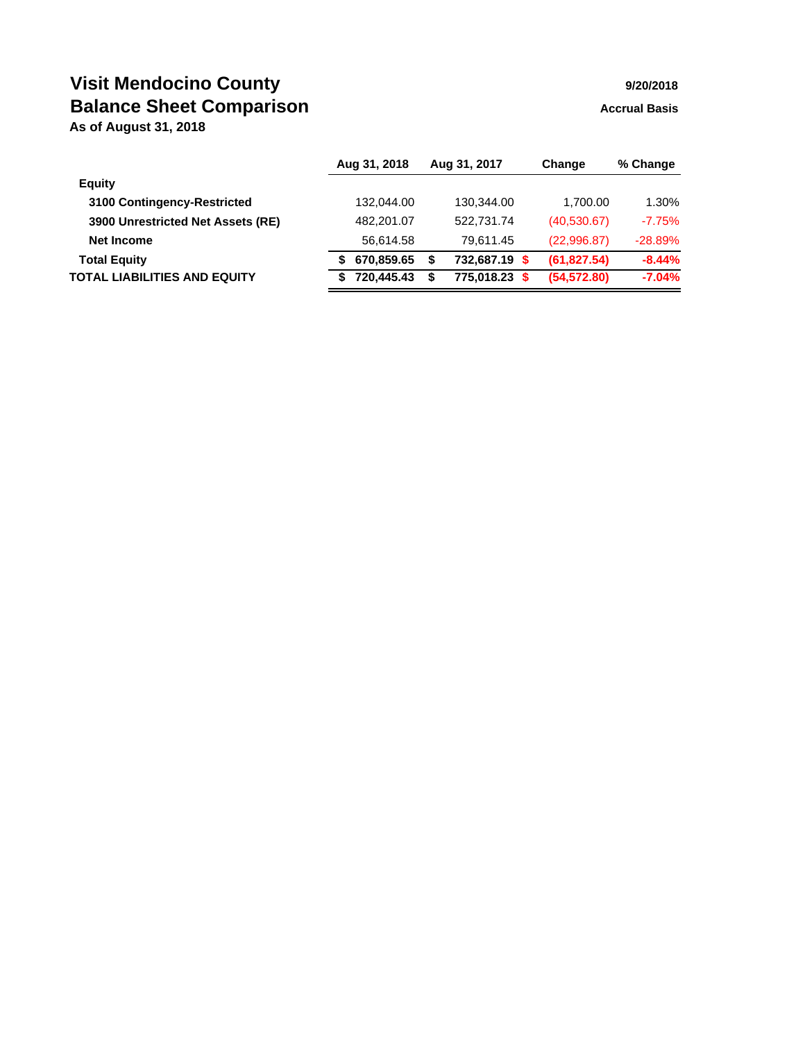# Visit Mendocino County
# Balance Sheet Comparison

**As of August 31, 2018**

9/20/2018

Accrual Basis

| | Aug 31, 2018 | Aug 31, 2017 | Change | % Change |
|---|---|---|---|---|
| **Equity** | | | | |
| **3100 Contingency-Restricted** | 132,044.00 | 130,344.00 | 1,700.00 | 1.30% |
| **3900 Unrestricted Net Assets (RE)** | 482,201.07 | 522,731.74 | (40,530.67) | -7.75% |
| **Net Income** | 56,614.58 | 79,611.45 | (22,996.87) | -28.89% |
| **Total Equity** | **$ 670,859.65** | **$ 732,687.19** | **$ (61,827.54)** | **-8.44%** |
| **TOTAL LIABILITIES AND EQUITY** | **$ 720,445.43** | **$ 775,018.23** | **$ (54,572.80)** | **-7.04%** |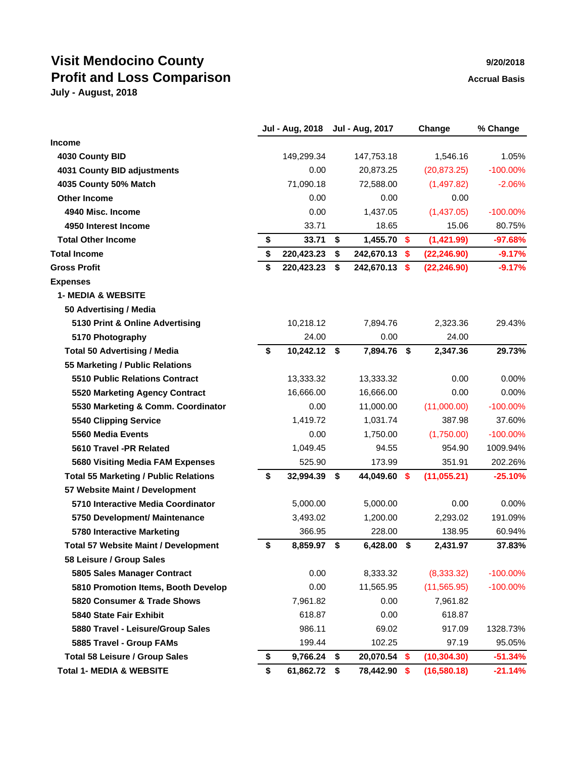# Visit Mendocino County
## Profit and Loss Comparison
**July - August, 2018**

**9/20/2018**
**Accrual Basis**

| | Jul - Aug, 2018 | Jul - Aug, 2017 | Change | % Change |
|---|---|---|---|---|
| **Income** | | | | |
| **4030 County BID** | 149,299.34 | 147,753.18 | 1,546.16 | 1.05% |
| **4031 County BID adjustments** | 0.00 | 20,873.25 | (20,873.25) | -100.00% |
| **4035 County 50% Match** | 71,090.18 | 72,588.00 | (1,497.82) | -2.06% |
| **Other Income** | 0.00 | 0.00 | 0.00 | |
| **4940 Misc. Income** | 0.00 | 1,437.05 | (1,437.05) | -100.00% |
| **4950 Interest Income** | 33.71 | 18.65 | 15.06 | 80.75% |
| **Total Other Income** | **$ 33.71** | **$ 1,455.70** | **$ (1,421.99)** | **-97.68%** |
| **Total Income** | **$ 220,423.23** | **$ 242,670.13** | **$ (22,246.90)** | **-9.17%** |
| **Gross Profit** | **$ 220,423.23** | **$ 242,670.13** | **$ (22,246.90)** | **-9.17%** |
| **Expenses** | | | | |
| **1- MEDIA & WEBSITE** | | | | |
| **50 Advertising / Media** | | | | |
| **5130 Print & Online Advertising** | 10,218.12 | 7,894.76 | 2,323.36 | 29.43% |
| **5170 Photography** | 24.00 | 0.00 | 24.00 | |
| **Total 50 Advertising / Media** | **$ 10,242.12** | **$ 7,894.76** | **$ 2,347.36** | **29.73%** |
| **55 Marketing / Public Relations** | | | | |
| **5510 Public Relations Contract** | 13,333.32 | 13,333.32 | 0.00 | 0.00% |
| **5520 Marketing Agency Contract** | 16,666.00 | 16,666.00 | 0.00 | 0.00% |
| **5530 Marketing & Comm. Coordinator** | 0.00 | 11,000.00 | (11,000.00) | -100.00% |
| **5540 Clipping Service** | 1,419.72 | 1,031.74 | 387.98 | 37.60% |
| **5560 Media Events** | 0.00 | 1,750.00 | (1,750.00) | -100.00% |
| **5610 Travel -PR Related** | 1,049.45 | 94.55 | 954.90 | 1009.94% |
| **5680 Visiting Media FAM Expenses** | 525.90 | 173.99 | 351.91 | 202.26% |
| **Total 55 Marketing / Public Relations** | **$ 32,994.39** | **$ 44,049.60** | **$ (11,055.21)** | **-25.10%** |
| **57 Website Maint / Development** | | | | |
| **5710 Interactive Media Coordinator** | 5,000.00 | 5,000.00 | 0.00 | 0.00% |
| **5750 Development/ Maintenance** | 3,493.02 | 1,200.00 | 2,293.02 | 191.09% |
| **5780 Interactive Marketing** | 366.95 | 228.00 | 138.95 | 60.94% |
| **Total 57 Website Maint / Development** | **$ 8,859.97** | **$ 6,428.00** | **$ 2,431.97** | **37.83%** |
| **58 Leisure / Group Sales** | | | | |
| **5805 Sales Manager Contract** | 0.00 | 8,333.32 | (8,333.32) | -100.00% |
| **5810 Promotion Items, Booth Develop** | 0.00 | 11,565.95 | (11,565.95) | -100.00% |
| **5820 Consumer & Trade Shows** | 7,961.82 | 0.00 | 7,961.82 | |
| **5840 State Fair Exhibit** | 618.87 | 0.00 | 618.87 | |
| **5880 Travel - Leisure/Group Sales** | 986.11 | 69.02 | 917.09 | 1328.73% |
| **5885 Travel - Group FAMs** | 199.44 | 102.25 | 97.19 | 95.05% |
| **Total 58 Leisure / Group Sales** | **$ 9,766.24** | **$ 20,070.54** | **$ (10,304.30)** | **-51.34%** |
| **Total 1- MEDIA & WEBSITE** | **$ 61,862.72** | **$ 78,442.90** | **$ (16,580.18)** | **-21.14%** |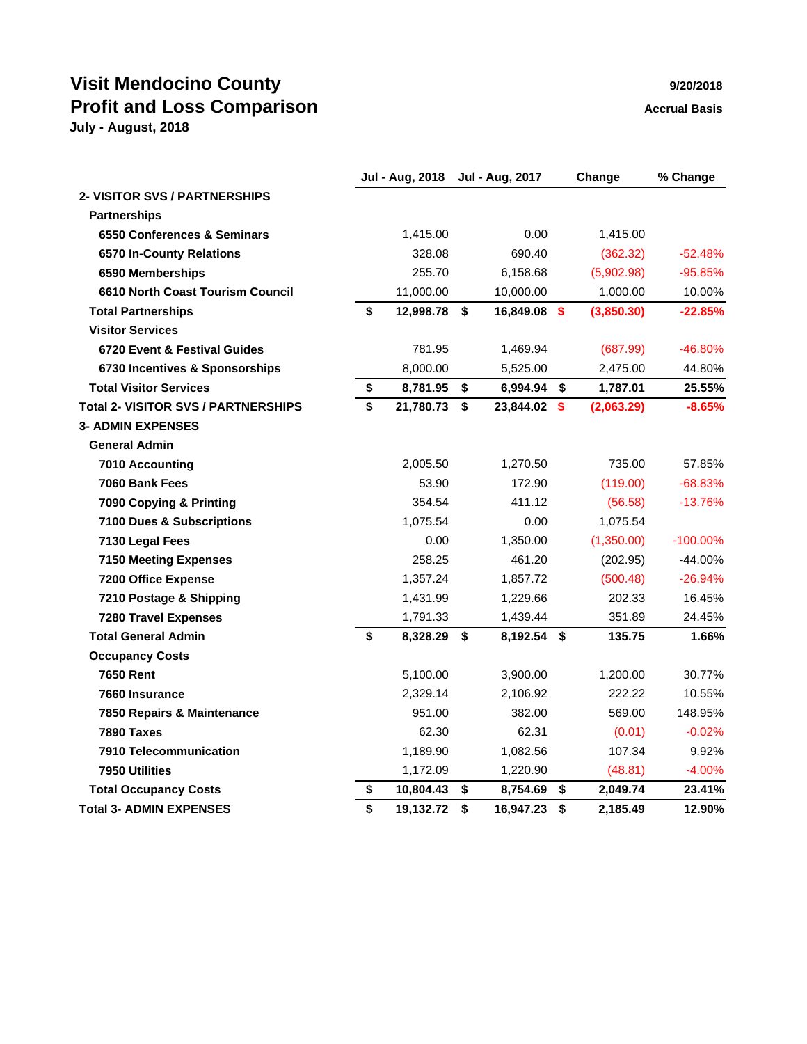# Visit Mendocino County
## Profit and Loss Comparison

**July - August, 2018**

**9/20/2018**

**Accrual Basis**

| | Jul - Aug, 2018 | Jul - Aug, 2017 | Change | % Change |
|---|---|---|---|---|
| **2- VISITOR SVS / PARTNERSHIPS** | | | | |
| **Partnerships** | | | | |
| **6550 Conferences & Seminars** | 1,415.00 | 0.00 | 1,415.00 | |
| **6570 In-County Relations** | 328.08 | 690.40 | (362.32) | -52.48% |
| **6590 Memberships** | 255.70 | 6,158.68 | (5,902.98) | -95.85% |
| **6610 North Coast Tourism Council** | 11,000.00 | 10,000.00 | 1,000.00 | 10.00% |
| **Total Partnerships** | **$ 12,998.78** | **$ 16,849.08** | **$ (3,850.30)** | **-22.85%** |
| **Visitor Services** | | | | |
| **6720 Event & Festival Guides** | 781.95 | 1,469.94 | (687.99) | -46.80% |
| **6730 Incentives & Sponsorships** | 8,000.00 | 5,525.00 | 2,475.00 | 44.80% |
| **Total Visitor Services** | **$ 8,781.95** | **$ 6,994.94** | **$ 1,787.01** | **25.55%** |
| **Total 2- VISITOR SVS / PARTNERSHIPS** | **$ 21,780.73** | **$ 23,844.02** | **$ (2,063.29)** | **-8.65%** |
| **3- ADMIN EXPENSES** | | | | |
| **General Admin** | | | | |
| **7010 Accounting** | 2,005.50 | 1,270.50 | 735.00 | 57.85% |
| **7060 Bank Fees** | 53.90 | 172.90 | (119.00) | -68.83% |
| **7090 Copying & Printing** | 354.54 | 411.12 | (56.58) | -13.76% |
| **7100 Dues & Subscriptions** | 1,075.54 | 0.00 | 1,075.54 | |
| **7130 Legal Fees** | 0.00 | 1,350.00 | (1,350.00) | -100.00% |
| **7150 Meeting Expenses** | 258.25 | 461.20 | (202.95) | -44.00% |
| **7200 Office Expense** | 1,357.24 | 1,857.72 | (500.48) | -26.94% |
| **7210 Postage & Shipping** | 1,431.99 | 1,229.66 | 202.33 | 16.45% |
| **7280 Travel Expenses** | 1,791.33 | 1,439.44 | 351.89 | 24.45% |
| **Total General Admin** | **$ 8,328.29** | **$ 8,192.54** | **$ 135.75** | **1.66%** |
| **Occupancy Costs** | | | | |
| **7650 Rent** | 5,100.00 | 3,900.00 | 1,200.00 | 30.77% |
| **7660 Insurance** | 2,329.14 | 2,106.92 | 222.22 | 10.55% |
| **7850 Repairs & Maintenance** | 951.00 | 382.00 | 569.00 | 148.95% |
| **7890 Taxes** | 62.30 | 62.31 | (0.01) | -0.02% |
| **7910 Telecommunication** | 1,189.90 | 1,082.56 | 107.34 | 9.92% |
| **7950 Utilities** | 1,172.09 | 1,220.90 | (48.81) | -4.00% |
| **Total Occupancy Costs** | **$ 10,804.43** | **$ 8,754.69** | **$ 2,049.74** | **23.41%** |
| **Total 3- ADMIN EXPENSES** | **$ 19,132.72** | **$ 16,947.23** | **$ 2,185.49** | **12.90%** |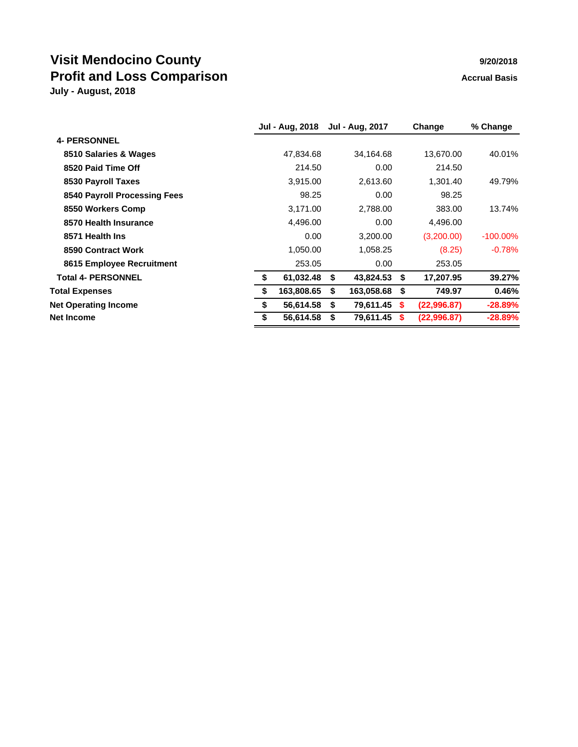# Visit Mendocino County
## Profit and Loss Comparison
**July - August, 2018**

**9/20/2018**
**Accrual Basis**

| | Jul - Aug, 2018 | Jul - Aug, 2017 | Change | % Change |
|---|---|---|---|---|
| **4- PERSONNEL** | | | | |
| **8510 Salaries & Wages** | 47,834.68 | 34,164.68 | 13,670.00 | 40.01% |
| **8520 Paid Time Off** | 214.50 | 0.00 | 214.50 | |
| **8530 Payroll Taxes** | 3,915.00 | 2,613.60 | 1,301.40 | 49.79% |
| **8540 Payroll Processing Fees** | 98.25 | 0.00 | 98.25 | |
| **8550 Workers Comp** | 3,171.00 | 2,788.00 | 383.00 | 13.74% |
| **8570 Health Insurance** | 4,496.00 | 0.00 | 4,496.00 | |
| **8571 Health Ins** | 0.00 | 3,200.00 | (3,200.00) | -100.00% |
| **8590 Contract Work** | 1,050.00 | 1,058.25 | (8.25) | -0.78% |
| **8615 Employee Recruitment** | 253.05 | 0.00 | 253.05 | |
| **Total 4- PERSONNEL** | **$ 61,032.48** | **$ 43,824.53** | **$ 17,207.95** | **39.27%** |
| **Total Expenses** | **$ 163,808.65** | **$ 163,058.68** | **$ 749.97** | **0.46%** |
| **Net Operating Income** | **$ 56,614.58** | **$ 79,611.45** | **$ (22,996.87)** | **-28.89%** |
| **Net Income** | **$ 56,614.58** | **$ 79,611.45** | **$ (22,996.87)** | **-28.89%** |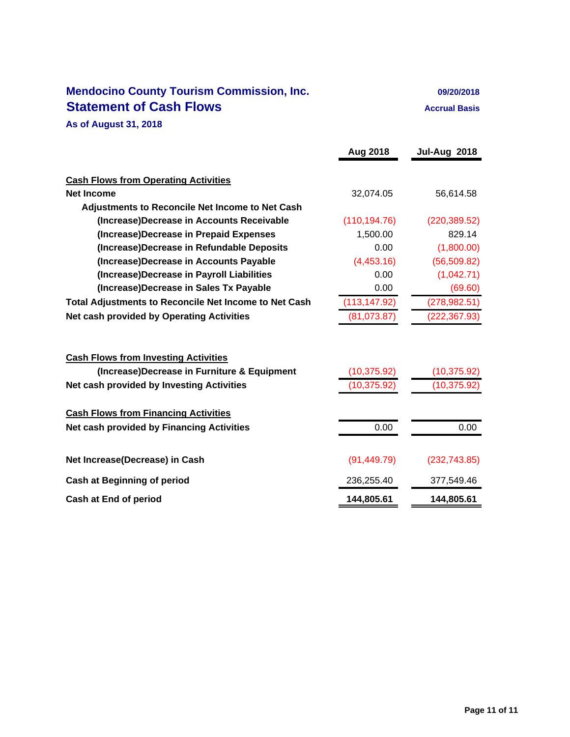# Mendocino County Tourism Commission, Inc.

## Statement of Cash Flows

**As of August 31, 2018**

09/20/2018

Accrual Basis

| | Aug 2018 | Jul-Aug 2018 |
|---|---|---|
| **Cash Flows from Operating Activities** | | |
| **Net Income** | 32,074.05 | 56,614.58 |
| **Adjustments to Reconcile Net Income to Net Cash** | | |
| (Increase)Decrease in Accounts Receivable | (110,194.76) | (220,389.52) |
| (Increase)Decrease in Prepaid Expenses | 1,500.00 | 829.14 |
| (Increase)Decrease in Refundable Deposits | 0.00 | (1,800.00) |
| (Increase)Decrease in Accounts Payable | (4,453.16) | (56,509.82) |
| (Increase)Decrease in Payroll Liabilities | 0.00 | (1,042.71) |
| (Increase)Decrease in Sales Tx Payable | 0.00 | (69.60) |
| **Total Adjustments to Reconcile Net Income to Net Cash** | (113,147.92) | (278,982.51) |
| **Net cash provided by Operating Activities** | (81,073.87) | (222,367.93) |
| **Cash Flows from Investing Activities** | | |
| (Increase)Decrease in Furniture & Equipment | (10,375.92) | (10,375.92) |
| **Net cash provided by Investing Activities** | (10,375.92) | (10,375.92) |
| **Cash Flows from Financing Activities** | | |
| **Net cash provided by Financing Activities** | 0.00 | 0.00 |
| **Net Increase(Decrease) in Cash** | (91,449.79) | (232,743.85) |
| **Cash at Beginning of period** | 236,255.40 | 377,549.46 |
| **Cash at End of period** | **144,805.61** | **144,805.61** |